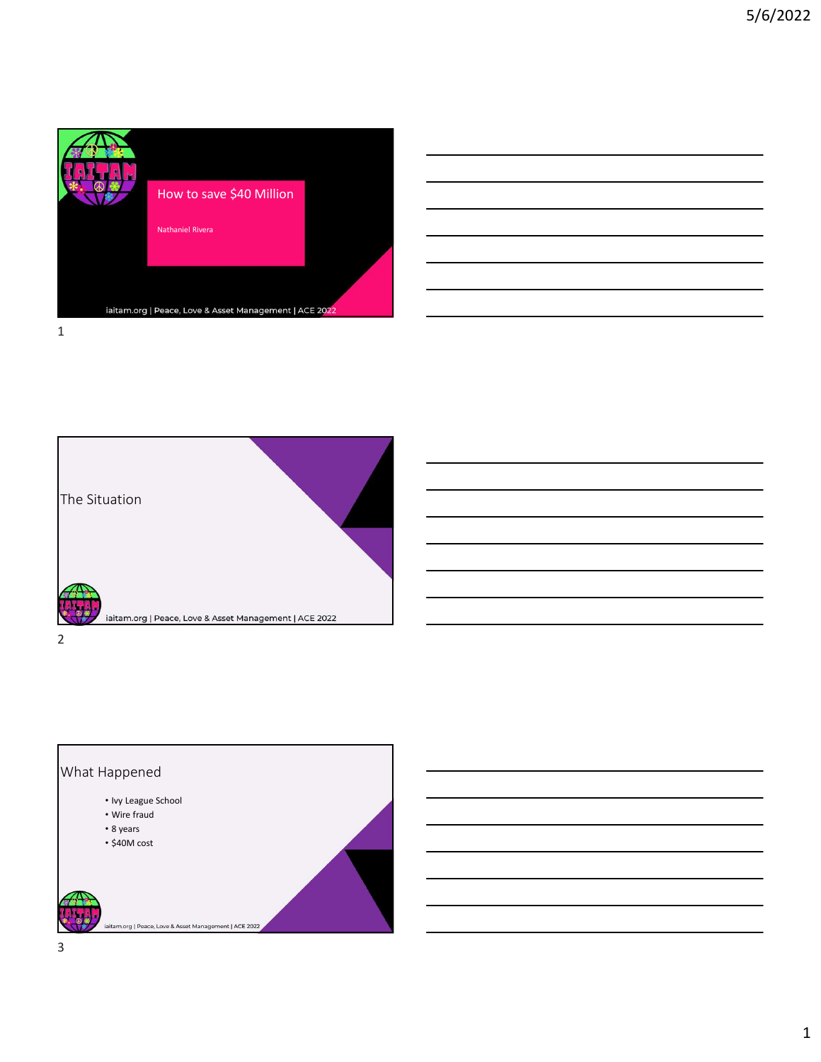# How to save $40 Million

Nathaniel Rivera

iaitam.org | Peace, Love & Asset Management | ACE 2022

## The Situation

iaitam.org | Peace, Love & Asset Management | ACE 2022

## What Happened

- Ivy League School
- Wire fraud
- 8 years
- $40M cost

iaitam.org | Peace, Love & Asset Management | ACE 2022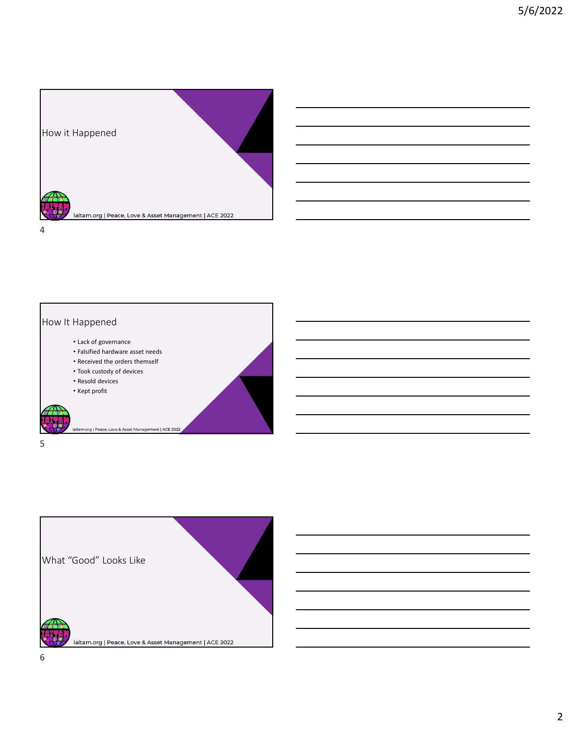## How it Happened

iaitam.org | Peace, Love & Asset Management | ACE 2022

## How It Happened

- Lack of governance
- Falsified hardware asset needs
- Received the orders themself
- Took custody of devices
- Resold devices
- Kept profit

iaitam.org | Peace, Love & Asset Management | ACE 2022

## What "Good" Looks Like

iaitam.org | Peace, Love & Asset Management | ACE 2022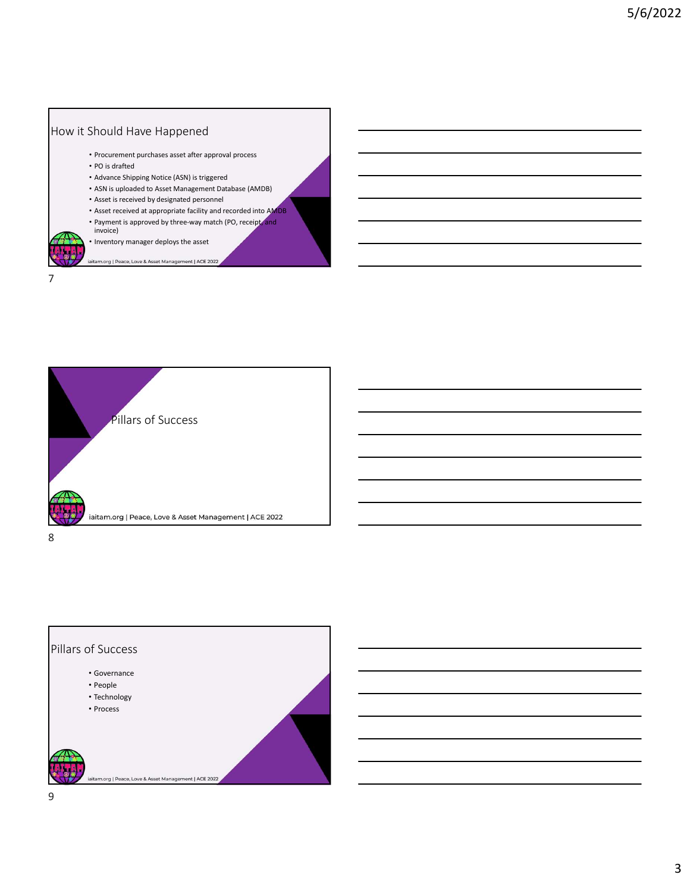## How it Should Have Happened

- Procurement purchases asset after approval process
- PO is drafted
- Advance Shipping Notice (ASN) is triggered
- ASN is uploaded to Asset Management Database (AMDB)
- Asset is received by designated personnel
- Asset received at appropriate facility and recorded into AMDB
- Payment is approved by three-way match (PO, receipt, and invoice)
- Inventory manager deploys the asset

iaitam.org | Peace, Love & Asset Management | ACE 2022

## Pillars of Success

iaitam.org | Peace, Love & Asset Management | ACE 2022

## Pillars of Success

- Governance
- People
- Technology
- Process

iaitam.org | Peace, Love & Asset Management | ACE 2022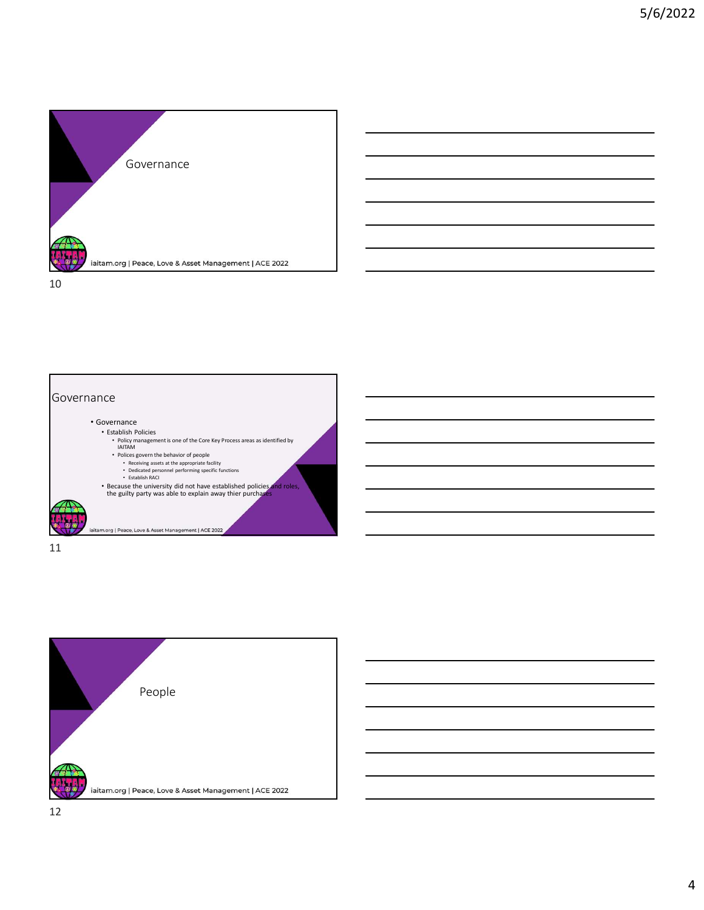# Governance

## Governance

- Governance
  - Establish Policies
    - Policy management is one of the Core Key Process areas as identified by IAITAM
    - Polices govern the behavior of people
      - Receiving assets at the appropriate facility
      - Dedicated personnel performing specific functions
      - Establish RACI
  - Because the university did not have established policies and roles, the guilty party was able to explain away thier purchases

# People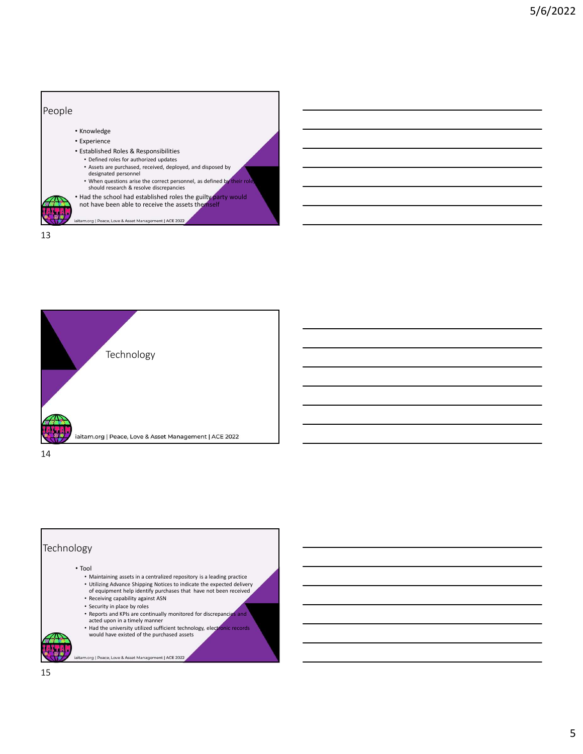## People

- Knowledge
- Experience
- Established Roles & Responsibilities
  - Defined roles for authorized updates
  - Assets are purchased, received, deployed, and disposed by designated personnel
  - When questions arise the correct personnel, as defined by their role should research & resolve discrepancies
- Had the school had established roles the guilty party would not have been able to receive the assets themself

iaitam.org | Peace, Love & Asset Management | ACE 2022

## Technology

iaitam.org | Peace, Love & Asset Management | ACE 2022

## Technology

- Tool
  - Maintaining assets in a centralized repository is a leading practice
  - Utilizing Advance Shipping Notices to indicate the expected delivery of equipment help identify purchases that have not been received
  - Receiving capability against ASN
  - Security in place by roles
  - Reports and KPIs are continually monitored for discrepancies and acted upon in a timely manner
  - Had the university utilized sufficient technology, electronic records would have existed of the purchased assets

iaitam.org | Peace, Love & Asset Management | ACE 2022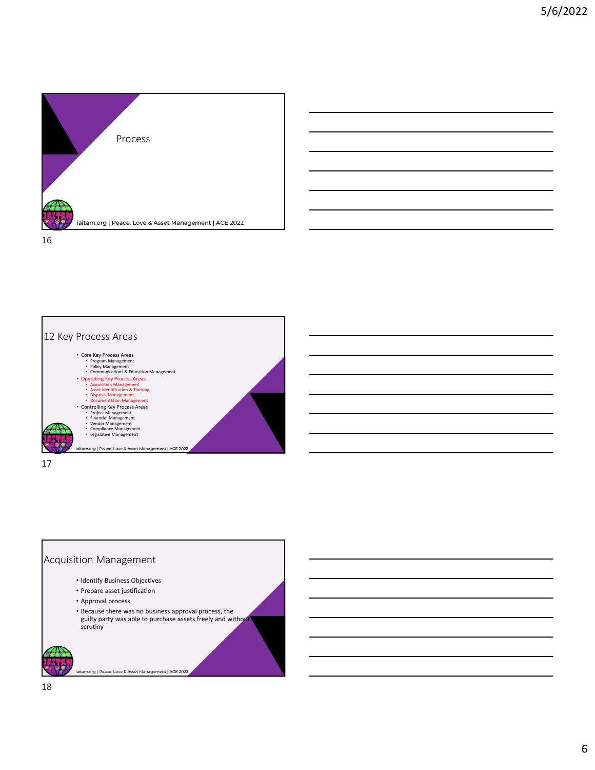## Process

iaitam.org | Peace, Love & Asset Management | ACE 2022

## 12 Key Process Areas

- Core Key Process Areas
  - Program Management
  - Policy Management
  - Communications & Education Management
- Operating Key Process Areas
  - Acquisition Management
  - Asset Identification & Tracking
  - Disposal Management
  - Documentation Management
- Controlling Key Process Areas
  - Project Management
  - Financial Management
  - Vendor Management
  - Compliance Management
  - Legislative Management

iaitam.org | Peace, Love & Asset Management | ACE 2022

## Acquisition Management

- Identify Business Objectives
- Prepare asset justification
- Approval process
- Because there was no business approval process, the guilty party was able to purchase assets freely and without scrutiny

iaitam.org | Peace, Love & Asset Management | ACE 2022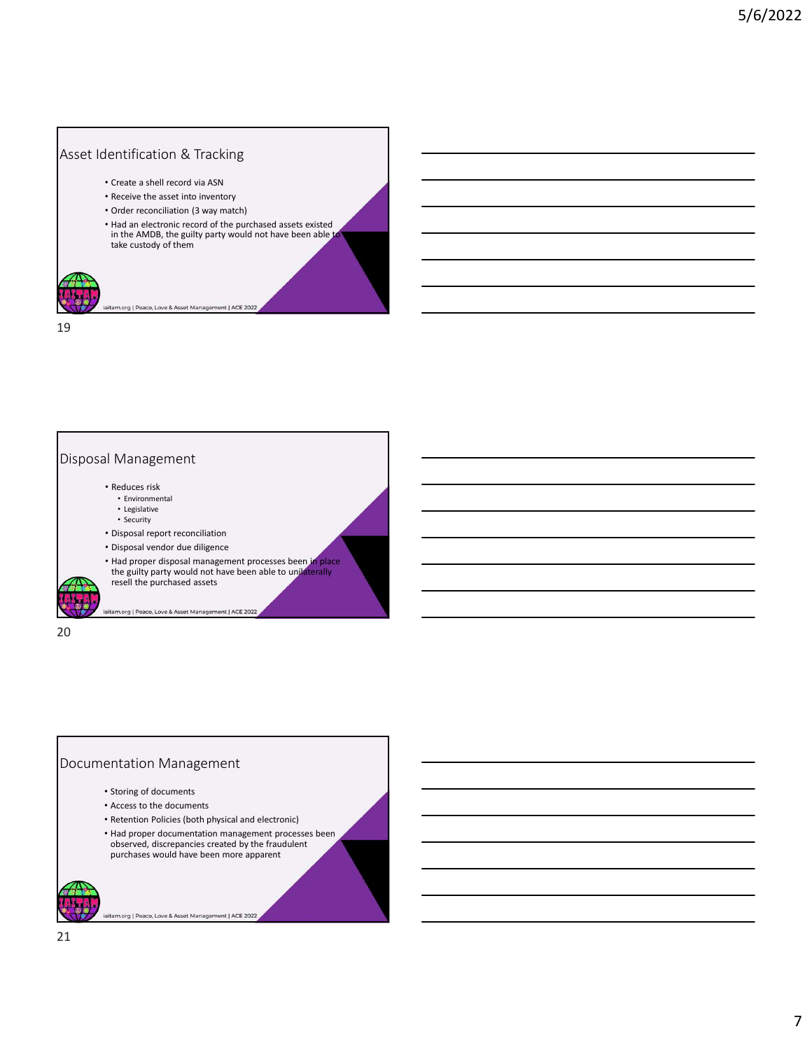## Asset Identification & Tracking

- Create a shell record via ASN
- Receive the asset into inventory
- Order reconciliation (3 way match)
- Had an electronic record of the purchased assets existed in the AMDB, the guilty party would not have been able to take custody of them

iaitam.org | Peace, Love & Asset Management | ACE 2022

19

## Disposal Management

- Reduces risk
  - Environmental
  - Legislative
  - Security
- Disposal report reconciliation
- Disposal vendor due diligence
- Had proper disposal management processes been in place the guilty party would not have been able to unilaterally resell the purchased assets

iaitam.org | Peace, Love & Asset Management | ACE 2022

20

## Documentation Management

- Storing of documents
- Access to the documents
- Retention Policies (both physical and electronic)
- Had proper documentation management processes been observed, discrepancies created by the fraudulent purchases would have been more apparent

iaitam.org | Peace, Love & Asset Management | ACE 2022

21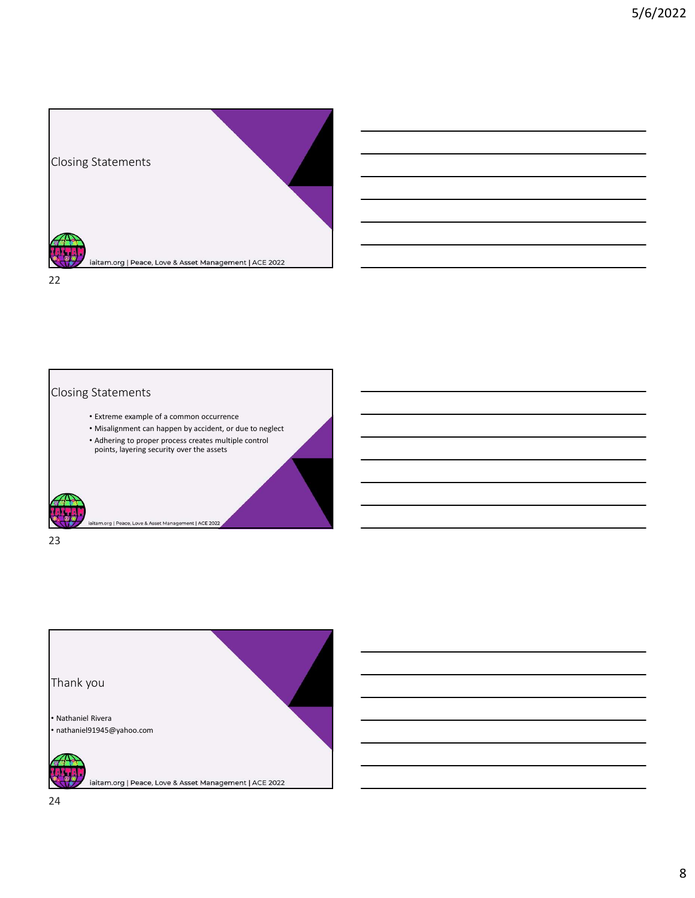## Closing Statements

## Closing Statements

- Extreme example of a common occurrence
- Misalignment can happen by accident, or due to neglect
- Adhering to proper process creates multiple control points, layering security over the assets

## Thank you

- Nathaniel Rivera
- nathaniel91945@yahoo.com